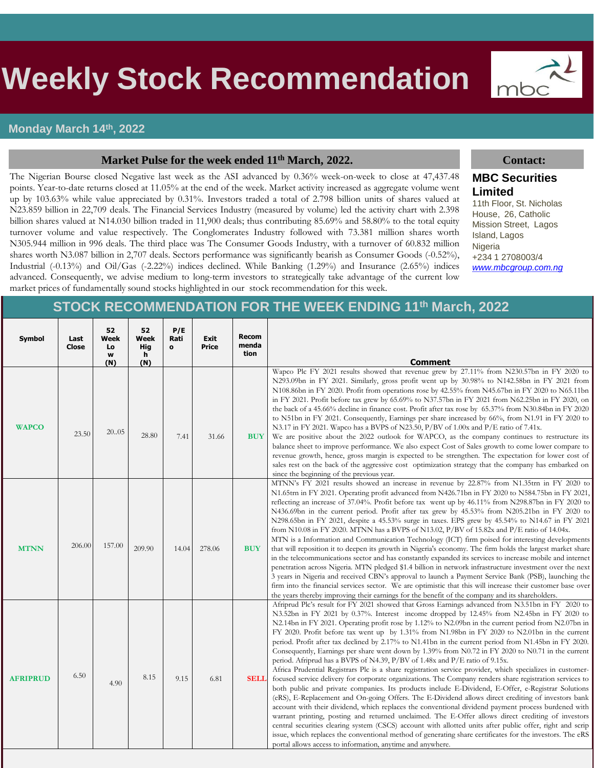# Weekly Stock Recommendation

**Monday March 14th, 2022**

## Market Pulse for the week ended 11th March, 2022.

The Nigerian Bourse closed Negative last week as the ASI advanced by 0.36% week-on-week to close at 47,437.48 points. Year-to-date returns closed at 11.05% at the end of the week. Market activity increased as aggregate volume went up by 103.63% while value appreciated by 0.31%. Investors traded a total of 2.798 billion units of shares valued at N23.859 billion in 22,709 deals. The Financial Services Industry (measured by volume) led the activity chart with 2.398 billion shares valued at N14.030 billion traded in 11,900 deals; thus contributing 85.69% and 58.80% to the total equity turnover volume and value respectively. The Conglomerates Industry followed with 73.381 million shares worth N305.944 million in 996 deals. The third place was The Consumer Goods Industry, with a turnover of 60.832 million shares worth N3.087 billion in 2,707 deals. Sectors performance was significantly bearish as Consumer Goods (-0.52%), Industrial (-0.13%) and Oil/Gas (-2.22%) indices declined. While Banking (1.29%) and Insurance (2.65%) indices advanced. Consequently, we advise medium to long-term investors to strategically take advantage of the current low market prices of fundamentally sound stocks highlighted in our stock recommendation for this week.

## Contact:

**MBC Securities Limited**
11th Floor, St. Nicholas House, 26, Catholic Mission Street, Lagos Island, Lagos
Nigeria
+234 1 2708003/4
www.mbcgroup.com.ng

## STOCK RECOMMENDATION FOR THE WEEK ENDING 11th March, 2022

| Symbol | Last Close | 52 Week Low (N) | 52 Week High (N) | P/E Ratio | Exit Price | Recommendation | Comment |
|---|---|---|---|---|---|---|---|
| **WAPCO** | 23.50 | 20..05 | 28.80 | 7.41 | 31.66 | **BUY** | Wapco Plc FY 2021 results showed that revenue grew by 27.11% from N230.57bn in FY 2020 to N293.09bn in FY 2021. Similarly, gross profit went up by 30.98% to N142.58bn in FY 2021 from N108.86bn in FY 2020. Profit from operations rose by 42.55% from N45.67bn in FY 2020 to N65.11bn in FY 2021. Profit before tax grew by 65.69% to N37.57bn in FY 2021 from N62.25bn in FY 2020, on the back of a 45.66% decline in finance cost. Profit after tax rose by 65.37% from N30.84bn in FY 2020 to N51bn in FY 2021. Consequently, Earnings per share increased by 66%, from N1.91 in FY 2020 to N3.17 in FY 2021. Wapco has a BVPS of N23.50, P/BV of 1.00x and P/E ratio of 7.41x. We are positive about the 2022 outlook for WAPCO, as the company continues to restructure its balance sheet to improve performance. We also expect Cost of Sales growth to come lower compare to revenue growth, hence, gross margin is expected to be strengthen. The expectation for lower cost of sales rest on the back of the aggressive cost optimization strategy that the company has embarked on since the beginning of the previous year. |
| **MTNN** | 206.00 | 157.00 | 209.90 | 14.04 | 278.06 | **BUY** | MTNN's FY 2021 results showed an increase in revenue by 22.87% from N1.35trn in FY 2020 to N1.65trn in FY 2021. Operating profit advanced from N426.71bn in FY 2020 to N584.75bn in FY 2021, reflecting an increase of 37.04%. Profit before tax went up by 46.11% from N298.87bn in FY 2020 to N436.69bn in the current period. Profit after tax grew by 45.53% from N205.21bn in FY 2020 to N298.65bn in FY 2021, despite a 45.53% surge in taxes. EPS grew by 45.54% to N14.67 in FY 2021 from N10.08 in FY 2020. MTNN has a BVPS of N13.02, P/BV of 15.82x and P/E ratio of 14.04x. MTN is a Information and Communication Technology (ICT) firm poised for interesting developments that will reposition it to deepen its growth in Nigeria's economy. The firm holds the largest market share in the telecommunications sector and has constantly expanded its services to increase mobile and internet penetration across Nigeria. MTN pledged $1.4 billion in network infrastructure investment over the next 3 years in Nigeria and received CBN's approval to launch a Payment Service Bank (PSB), launching the firm into the financial services sector. We are optimistic that this will increase their customer base over the years thereby improving their earnings for the benefit of the company and its shareholders. |
| **AFRIPRUD** | 6.50 | 4.90 | 8.15 | 9.15 | 6.81 | **SELL** | Afriprud Plc's result for FY 2021 showed that Gross Earnings advanced from N3.51bn in FY 2020 to N3.52bn in FY 2021 by 0.37%. Interest income dropped by 12.45% from N2.45bn in FY 2020 to N2.14bn in FY 2021. Operating profit rose by 1.12% to N2.09bn in the current period from N2.07bn in FY 2020. Profit before tax went up by 1.31% from N1.98bn in FY 2020 to N2.01bn in the current period. Profit after tax declined by 2.17% to N1.41bn in the current period from N1.45bn in FY 2020. Consequently, Earnings per share went down by 1.39% from N0.72 in FY 2020 to N0.71 in the current period. Afriprud has a BVPS of N4.39, P/BV of 1.48x and P/E ratio of 9.15x. Africa Prudential Registrars Plc is a share registration service provider, which specializes in customer-focused service delivery for corporate organizations. The Company renders share registration services to both public and private companies. Its products include E-Dividend, E-Offer, e-Registrar Solutions (eRS), E-Replacement and On-going Offers. The E-Dividend allows direct crediting of investors bank account with their dividend, which replaces the conventional dividend payment process burdened with warrant printing, posting and returned unclaimed. The E-Offer allows direct crediting of investors central securities clearing system (CSCS) account with allotted units after public offer, right and scrip issue, which replaces the conventional method of generating share certificates for the investors. The eRS portal allows access to information, anytime and anywhere. |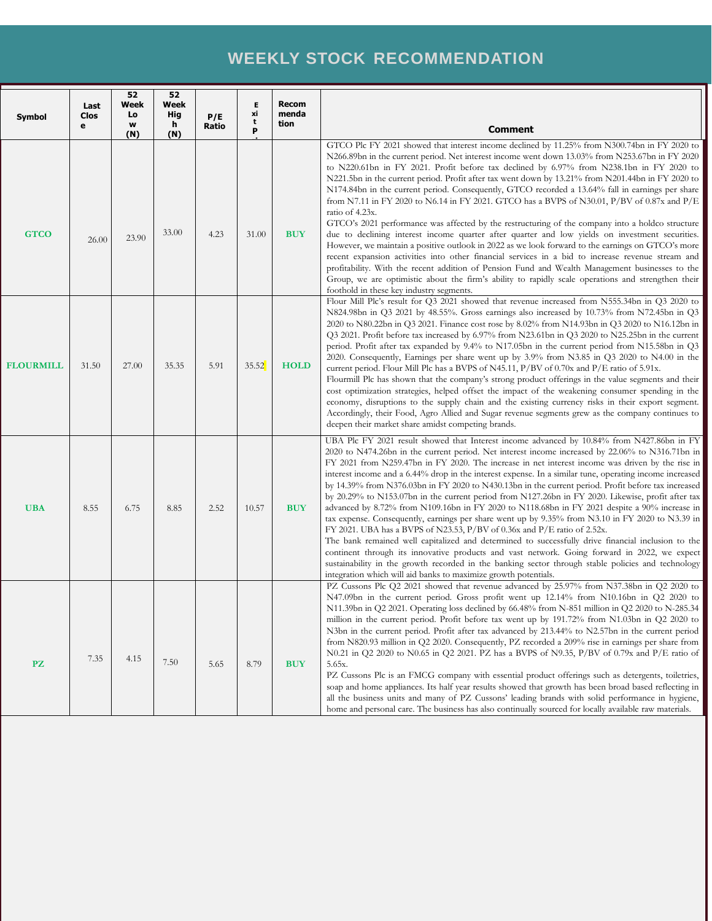# WEEKLY STOCK RECOMMENDATION

| Symbol | Last Close | 52 Week Low (N) | 52 Week High (N) | P/E Ratio | Exit P. | Recommendation | Comment |
|---|---|---|---|---|---|---|---|
| **GTCO** | 26.00 | 23.90 | 33.00 | 4.23 | 31.00 | **BUY** | GTCO Plc FY 2021 showed that interest income declined by 11.25% from N300.74bn in FY 2020 to N266.89bn in the current period. Net interest income went down 13.03% from N253.67bn in FY 2020 to N220.61bn in FY 2021. Profit before tax declined by 6.97% from N238.1bn in FY 2020 to N221.5bn in the current period. Profit after tax went down by 13.21% from N201.44bn in FY 2020 to N174.84bn in the current period. Consequently, GTCO recorded a 13.64% fall in earnings per share from N7.11 in FY 2020 to N6.14 in FY 2021. GTCO has a BVPS of N30.01, P/BV of 0.87x and P/E ratio of 4.23x.<br>GTCO's 2021 performance was affected by the restructuring of the company into a holdco structure due to declining interest income quarter after quarter and low yields on investment securities. However, we maintain a positive outlook in 2022 as we look forward to the earnings on GTCO's more recent expansion activities into other financial services in a bid to increase revenue stream and profitability. With the recent addition of Pension Fund and Wealth Management businesses to the Group, we are optimistic about the firm's ability to rapidly scale operations and strengthen their foothold in these key industry segments. |
| **FLOURMILL** | 31.50 | 27.00 | 35.35 | 5.91 | 35.52 | **HOLD** | Flour Mill Plc's result for Q3 2021 showed that revenue increased from N555.34bn in Q3 2020 to N824.98bn in Q3 2021 by 48.55%. Gross earnings also increased by 10.73% from N72.45bn in Q3 2020 to N80.22bn in Q3 2021. Finance cost rose by 8.02% from N14.93bn in Q3 2020 to N16.12bn in Q3 2021. Profit before tax increased by 6.97% from N23.61bn in Q3 2020 to N25.25bn in the current period. Profit after tax expanded by 9.4% to N17.05bn in the current period from N15.58bn in Q3 2020. Consequently, Earnings per share went up by 3.9% from N3.85 in Q3 2020 to N4.00 in the current period. Flour Mill Plc has a BVPS of N45.11, P/BV of 0.70x and P/E ratio of 5.91x.<br>Flourmill Plc has shown that the company's strong product offerings in the value segments and their cost optimization strategies, helped offset the impact of the weakening consumer spending in the economy, disruptions to the supply chain and the existing currency risks in their export segment. Accordingly, their Food, Agro Allied and Sugar revenue segments grew as the company continues to deepen their market share amidst competing brands. |
| **UBA** | 8.55 | 6.75 | 8.85 | 2.52 | 10.57 | **BUY** | UBA Plc FY 2021 result showed that Interest income advanced by 10.84% from N427.86bn in FY 2020 to N474.26bn in the current period. Net interest income increased by 22.06% to N316.71bn in FY 2021 from N259.47bn in FY 2020. The increase in net interest income was driven by the rise in interest income and a 6.44% drop in the interest expense. In a similar tune, operating income increased by 14.39% from N376.03bn in FY 2020 to N430.13bn in the current period. Profit before tax increased by 20.29% to N153.07bn in the current period from N127.26bn in FY 2020. Likewise, profit after tax advanced by 8.72% from N109.16bn in FY 2020 to N118.68bn in FY 2021 despite a 90% increase in tax expense. Consequently, earnings per share went up by 9.35% from N3.10 in FY 2020 to N3.39 in FY 2021. UBA has a BVPS of N23.53, P/BV of 0.36x and P/E ratio of 2.52x.<br>The bank remained well capitalized and determined to successfully drive financial inclusion to the continent through its innovative products and vast network. Going forward in 2022, we expect sustainability in the growth recorded in the banking sector through stable policies and technology integration which will aid banks to maximize growth potentials. |
| **PZ** | 7.35 | 4.15 | 7.50 | 5.65 | 8.79 | **BUY** | PZ Cussons Plc Q2 2021 showed that revenue advanced by 25.97% from N37.38bn in Q2 2020 to N47.09bn in the current period. Gross profit went up 12.14% from N10.16bn in Q2 2020 to N11.39bn in Q2 2021. Operating loss declined by 66.48% from N-851 million in Q2 2020 to N-285.34 million in the current period. Profit before tax went up by 191.72% from N1.03bn in Q2 2020 to N3bn in the current period. Profit after tax advanced by 213.44% to N2.57bn in the current period from N820.93 million in Q2 2020. Consequently, PZ recorded a 209% rise in earnings per share from N0.21 in Q2 2020 to N0.65 in Q2 2021. PZ has a BVPS of N9.35, P/BV of 0.79x and P/E ratio of 5.65x.<br>PZ Cussons Plc is an FMCG company with essential product offerings such as detergents, toiletries, soap and home appliances. Its half year results showed that growth has been broad based reflecting in all the business units and many of PZ Cussons' leading brands with solid performance in hygiene, home and personal care. The business has also continually sourced for locally available raw materials. |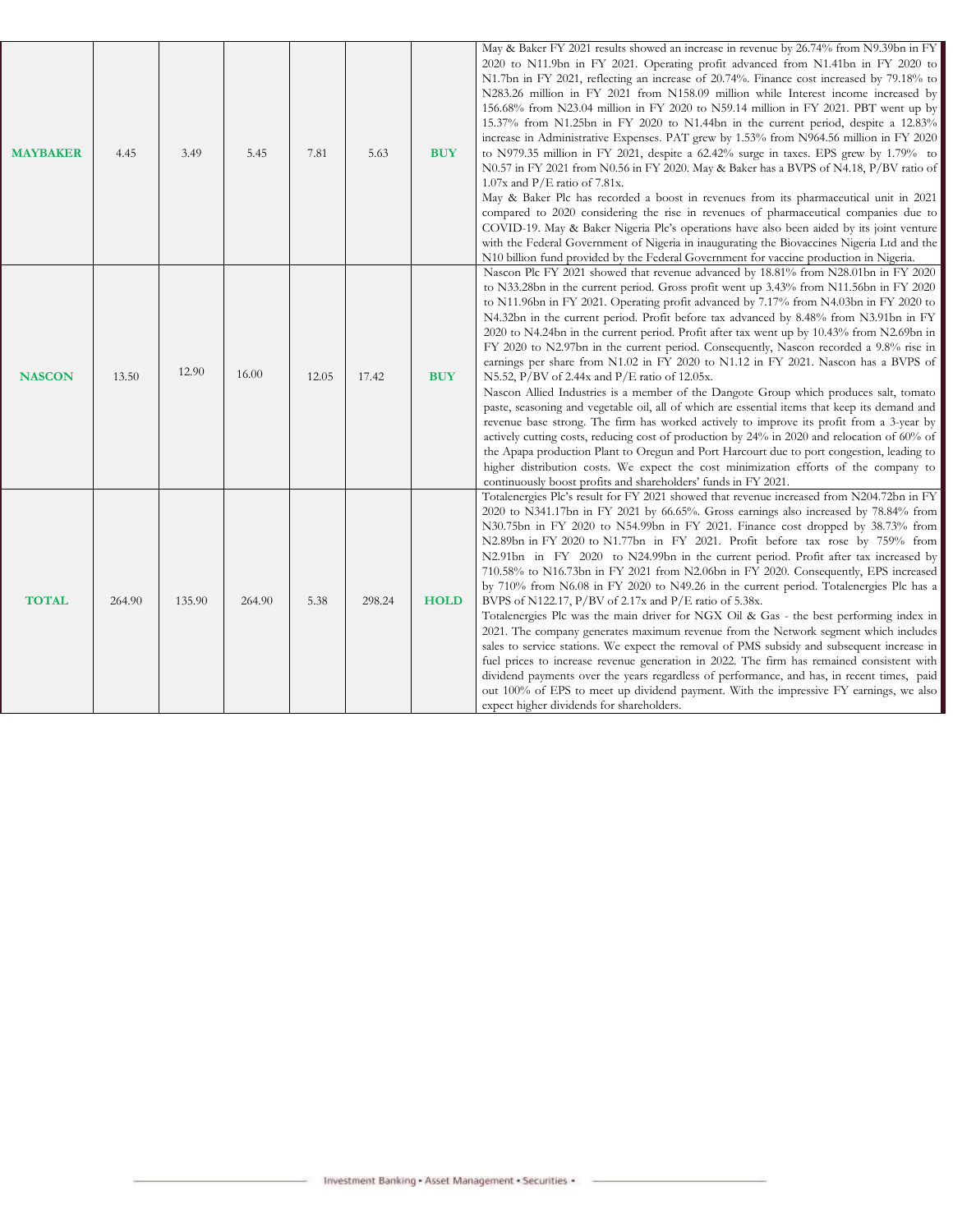| | | | | | | | |
|---|---|---|---|---|---|---|---|
| **MAYBAKER** | 4.45 | 3.49 | 5.45 | 7.81 | 5.63 | **BUY** | May & Baker FY 2021 results showed an increase in revenue by 26.74% from N9.39bn in FY 2020 to N11.9bn in FY 2021. Operating profit advanced from N1.41bn in FY 2020 to N1.7bn in FY 2021, reflecting an increase of 20.74%. Finance cost increased by 79.18% to N283.26 million in FY 2021 from N158.09 million while Interest income increased by 156.68% from N23.04 million in FY 2020 to N59.14 million in FY 2021. PBT went up by 15.37% from N1.25bn in FY 2020 to N1.44bn in the current period, despite a 12.83% increase in Administrative Expenses. PAT grew by 1.53% from N964.56 million in FY 2020 to N979.35 million in FY 2021, despite a 62.42% surge in taxes. EPS grew by 1.79% to N0.57 in FY 2021 from N0.56 in FY 2020. May & Baker has a BVPS of N4.18, P/BV ratio of 1.07x and P/E ratio of 7.81x.<br>May & Baker Plc has recorded a boost in revenues from its pharmaceutical unit in 2021 compared to 2020 considering the rise in revenues of pharmaceutical companies due to COVID-19. May & Baker Nigeria Plc's operations have also been aided by its joint venture with the Federal Government of Nigeria in inaugurating the Biovaccines Nigeria Ltd and the N10 billion fund provided by the Federal Government for vaccine production in Nigeria. |
| **NASCON** | 13.50 | 12.90 | 16.00 | 12.05 | 17.42 | **BUY** | Nascon Plc FY 2021 showed that revenue advanced by 18.81% from N28.01bn in FY 2020 to N33.28bn in the current period. Gross profit went up 3.43% from N11.56bn in FY 2020 to N11.96bn in FY 2021. Operating profit advanced by 7.17% from N4.03bn in FY 2020 to N4.32bn in the current period. Profit before tax advanced by 8.48% from N3.91bn in FY 2020 to N4.24bn in the current period. Profit after tax went up by 10.43% from N2.69bn in FY 2020 to N2.97bn in the current period. Consequently, Nascon recorded a 9.8% rise in earnings per share from N1.02 in FY 2020 to N1.12 in FY 2021. Nascon has a BVPS of N5.52, P/BV of 2.44x and P/E ratio of 12.05x.<br>Nascon Allied Industries is a member of the Dangote Group which produces salt, tomato paste, seasoning and vegetable oil, all of which are essential items that keep its demand and revenue base strong. The firm has worked actively to improve its profit from a 3-year by actively cutting costs, reducing cost of production by 24% in 2020 and relocation of 60% of the Apapa production Plant to Oregun and Port Harcourt due to port congestion, leading to higher distribution costs. We expect the cost minimization efforts of the company to continuously boost profits and shareholders' funds in FY 2021. |
| **TOTAL** | 264.90 | 135.90 | 264.90 | 5.38 | 298.24 | **HOLD** | Totalenergies Plc's result for FY 2021 showed that revenue increased from N204.72bn in FY 2020 to N341.17bn in FY 2021 by 66.65%. Gross earnings also increased by 78.84% from N30.75bn in FY 2020 to N54.99bn in FY 2021. Finance cost dropped by 38.73% from N2.89bn in FY 2020 to N1.77bn in FY 2021. Profit before tax rose by 759% from N2.91bn in FY 2020 to N24.99bn in the current period. Profit after tax increased by 710.58% to N16.73bn in FY 2021 from N2.06bn in FY 2020. Consequently, EPS increased by 710% from N6.08 in FY 2020 to N49.26 in the current period. Totalenergies Plc has a BVPS of N122.17, P/BV of 2.17x and P/E ratio of 5.38x.<br>Totalenergies Plc was the main driver for NGX Oil & Gas - the best performing index in 2021. The company generates maximum revenue from the Network segment which includes sales to service stations. We expect the removal of PMS subsidy and subsequent increase in fuel prices to increase revenue generation in 2022. The firm has remained consistent with dividend payments over the years regardless of performance, and has, in recent times, paid out 100% of EPS to meet up dividend payment. With the impressive FY earnings, we also expect higher dividends for shareholders. |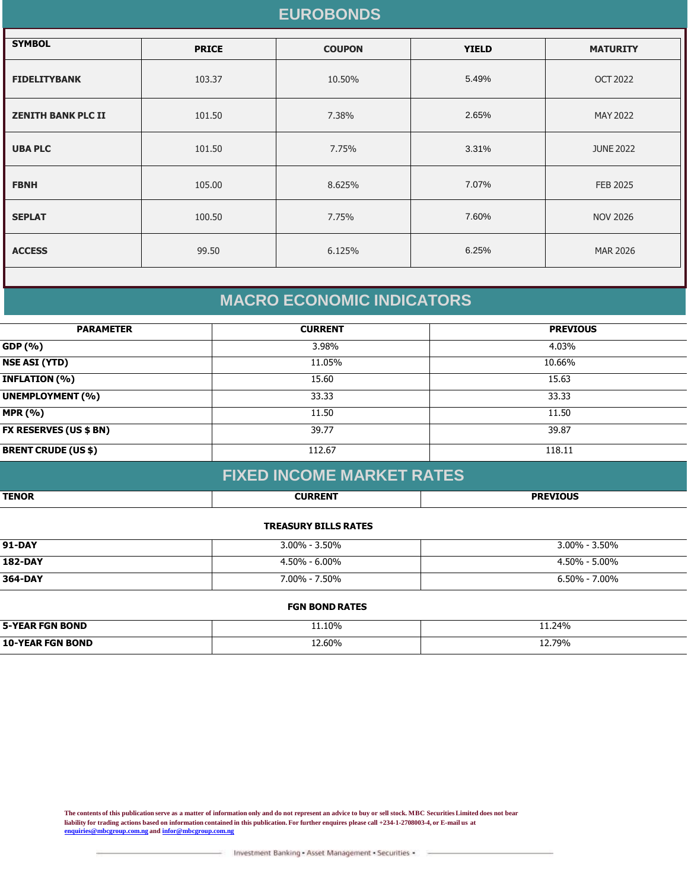## EUROBONDS

| SYMBOL | PRICE | COUPON | YIELD | MATURITY |
|---|---|---|---|---|
| **FIDELITYBANK** | 103.37 | 10.50% | 5.49% | OCT 2022 |
| **ZENITH BANK PLC II** | 101.50 | 7.38% | 2.65% | MAY 2022 |
| **UBA PLC** | 101.50 | 7.75% | 3.31% | JUNE 2022 |
| **FBNH** | 105.00 | 8.625% | 7.07% | FEB 2025 |
| **SEPLAT** | 100.50 | 7.75% | 7.60% | NOV 2026 |
| **ACCESS** | 99.50 | 6.125% | 6.25% | MAR 2026 |

## MACRO ECONOMIC INDICATORS

| PARAMETER | CURRENT | PREVIOUS |
|---|---|---|
| **GDP (%)** | 3.98% | 4.03% |
| **NSE ASI (YTD)** | 11.05% | 10.66% |
| **INFLATION (%)** | 15.60 | 15.63 |
| **UNEMPLOYMENT (%)** | 33.33 | 33.33 |
| **MPR (%)** | 11.50 | 11.50 |
| **FX RESERVES (US $ BN)** | 39.77 | 39.87 |
| **BRENT CRUDE (US $)** | 112.67 | 118.11 |

## FIXED INCOME MARKET RATES

| TENOR | CURRENT | PREVIOUS |
|---|---|---|
| | **TREASURY BILLS RATES** | |
| **91-DAY** | 3.00% - 3.50% | 3.00% - 3.50% |
| **182-DAY** | 4.50% - 6.00% | 4.50% - 5.00% |
| **364-DAY** | 7.00% - 7.50% | 6.50% - 7.00% |
| | **FGN BOND RATES** | |
| **5-YEAR FGN BOND** | 11.10% | 11.24% |
| **10-YEAR FGN BOND** | 12.60% | 12.79% |

**The contents of this publication serve as a matter of information only and do not represent an advice to buy or sell stock. MBC Securities Limited does not bear liability for trading actions based on information contained in this publication. For further enquires please call +234-1-2708003-4, or E-mail us at enquiries@mbcgroup.com.ng and infor@mbcgroup.com.ng**

Investment Banking • Asset Management • Securities •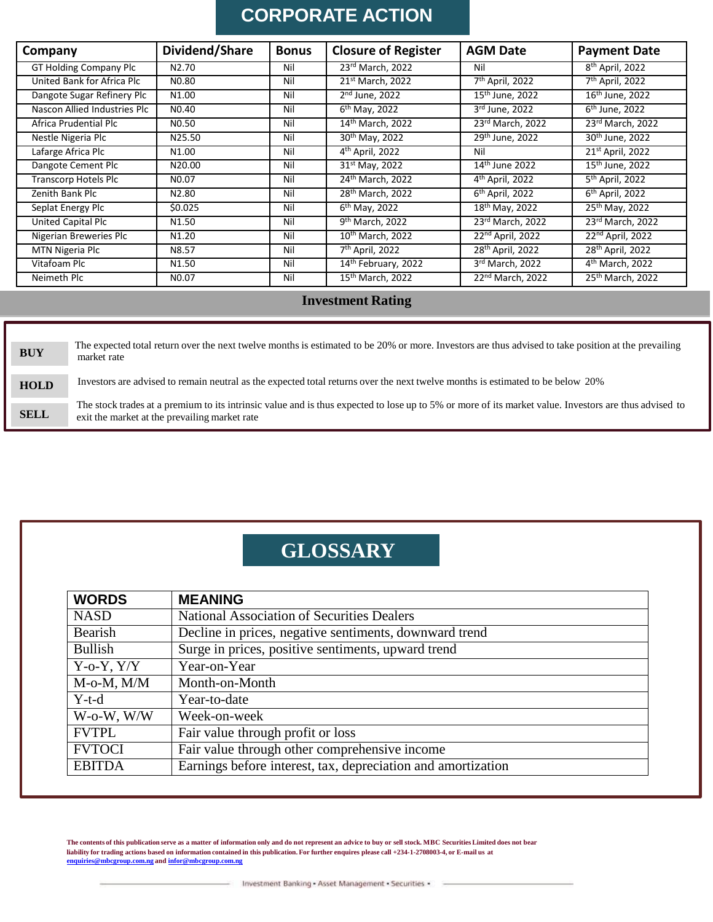# CORPORATE ACTION

| Company | Dividend/Share | Bonus | Closure of Register | AGM Date | Payment Date |
|---|---|---|---|---|---|
| GT Holding Company Plc | N2.70 | Nil | 23rd March, 2022 | Nil | 8th April, 2022 |
| United Bank for Africa Plc | N0.80 | Nil | 21st March, 2022 | 7th April, 2022 | 7th April, 2022 |
| Dangote Sugar Refinery Plc | N1.00 | Nil | 2nd June, 2022 | 15th June, 2022 | 16th June, 2022 |
| Nascon Allied Industries Plc | N0.40 | Nil | 6th May, 2022 | 3rd June, 2022 | 6th June, 2022 |
| Africa Prudential Plc | N0.50 | Nil | 14th March, 2022 | 23rd March, 2022 | 23rd March, 2022 |
| Nestle Nigeria Plc | N25.50 | Nil | 30th May, 2022 | 29th June, 2022 | 30th June, 2022 |
| Lafarge Africa Plc | N1.00 | Nil | 4th April, 2022 | Nil | 21st April, 2022 |
| Dangote Cement Plc | N20.00 | Nil | 31st May, 2022 | 14th June 2022 | 15th June, 2022 |
| Transcorp Hotels Plc | N0.07 | Nil | 24th March, 2022 | 4th April, 2022 | 5th April, 2022 |
| Zenith Bank Plc | N2.80 | Nil | 28th March, 2022 | 6th April, 2022 | 6th April, 2022 |
| Seplat Energy Plc | $0.025 | Nil | 6th May, 2022 | 18th May, 2022 | 25th May, 2022 |
| United Capital Plc | N1.50 | Nil | 9th March, 2022 | 23rd March, 2022 | 23rd March, 2022 |
| Nigerian Breweries Plc | N1.20 | Nil | 10th March, 2022 | 22nd April, 2022 | 22nd April, 2022 |
| MTN Nigeria Plc | N8.57 | Nil | 7th April, 2022 | 28th April, 2022 | 28th April, 2022 |
| Vitafoam Plc | N1.50 | Nil | 14th February, 2022 | 3rd March, 2022 | 4th March, 2022 |
| Neimeth Plc | N0.07 | Nil | 15th March, 2022 | 22nd March, 2022 | 25th March, 2022 |

## Investment Rating

| | |
|---|---|
| **BUY** | The expected total return over the next twelve months is estimated to be 20% or more. Investors are thus advised to take position at the prevailing market rate |
| **HOLD** | Investors are advised to remain neutral as the expected total returns over the next twelve months is estimated to be below 20% |
| **SELL** | The stock trades at a premium to its intrinsic value and is thus expected to lose up to 5% or more of its market value. Investors are thus advised to exit the market at the prevailing market rate |

# GLOSSARY

| WORDS | MEANING |
|---|---|
| NASD | National Association of Securities Dealers |
| Bearish | Decline in prices, negative sentiments, downward trend |
| Bullish | Surge in prices, positive sentiments, upward trend |
| Y-o-Y, Y/Y | Year-on-Year |
| M-o-M, M/M | Month-on-Month |
| Y-t-d | Year-to-date |
| W-o-W, W/W | Week-on-week |
| FVTPL | Fair value through profit or loss |
| FVTOCI | Fair value through other comprehensive income |
| EBITDA | Earnings before interest, tax, depreciation and amortization |

**The contents of this publication serve as a matter of information only and do not represent an advice to buy or sell stock. MBC Securities Limited does not bear liability for trading actions based on information contained in this publication. For further enquires please call +234-1-2708003-4, or E-mail us at enquiries@mbcgroup.com.ng and infor@mbcgroup.com.ng**

Investment Banking • Asset Management • Securities •